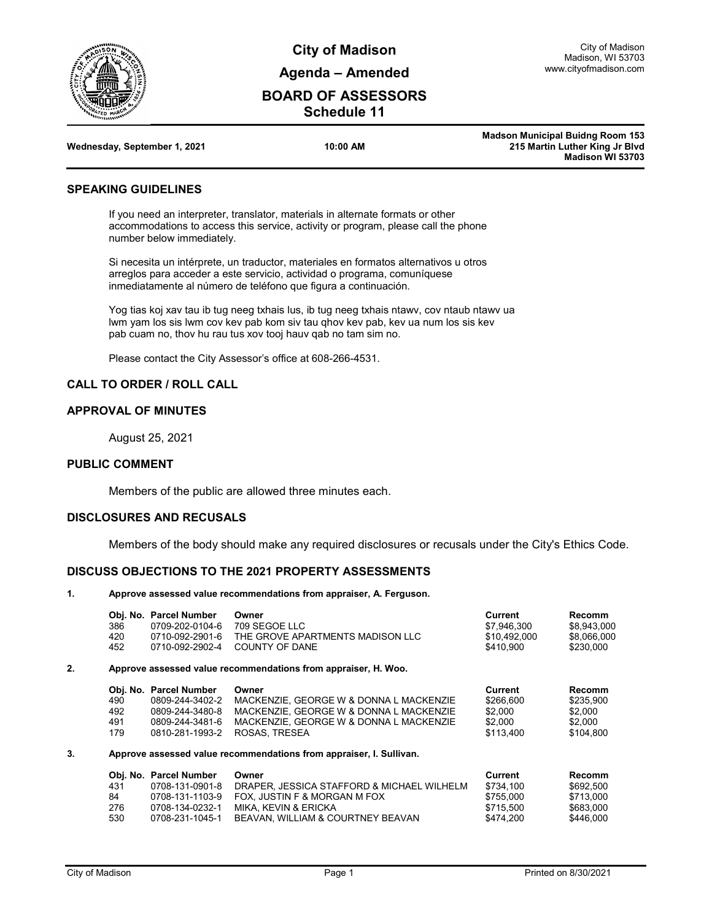# City of Madison

## Agenda – Amended

## BOARD OF ASSESSORS

### Schedule 11

City of Madison
Madison, WI 53703
www.cityofmadison.com

**Wednesday, September 1, 2021** | **10:00 AM** | **Madson Municipal Buidng Room 153, 215 Martin Luther King Jr Blvd, Madison WI 53703**

## SPEAKING GUIDELINES

If you need an interpreter, translator, materials in alternate formats or other accommodations to access this service, activity or program, please call the phone number below immediately.

Si necesita un intérprete, un traductor, materiales en formatos alternativos u otros arreglos para acceder a este servicio, actividad o programa, comuníquese inmediatamente al número de teléfono que figura a continuación.

Yog tias koj xav tau ib tug neeg txhais lus, ib tug neeg txhais ntawv, cov ntaub ntawv ua lwm yam los sis lwm cov kev pab kom siv tau qhov kev pab, kev ua num los sis kev pab cuam no, thov hu rau tus xov tooj hauv qab no tam sim no.

Please contact the City Assessor's office at 608-266-4531.

## CALL TO ORDER / ROLL CALL

## APPROVAL OF MINUTES

August 25, 2021

## PUBLIC COMMENT

Members of the public are allowed three minutes each.

## DISCLOSURES AND RECUSALS

Members of the body should make any required disclosures or recusals under the City's Ethics Code.

## DISCUSS OBJECTIONS TO THE 2021 PROPERTY ASSESSMENTS

**1. Approve assessed value recommendations from appraiser, A. Ferguson.**

| Obj. No. | Parcel Number | Owner | Current | Recomm |
|---|---|---|---|---|
| 386 | 0709-202-0104-6 | 709 SEGOE LLC | $7,946,300 | $8,943,000 |
| 420 | 0710-092-2901-6 | THE GROVE APARTMENTS MADISON LLC | $10,492,000 | $8,066,000 |
| 452 | 0710-092-2902-4 | COUNTY OF DANE | $410,900 | $230,000 |

**2. Approve assessed value recommendations from appraiser, H. Woo.**

| Obj. No. | Parcel Number | Owner | Current | Recomm |
|---|---|---|---|---|
| 490 | 0809-244-3402-2 | MACKENZIE, GEORGE W & DONNA L MACKENZIE | $266,600 | $235,900 |
| 492 | 0809-244-3480-8 | MACKENZIE, GEORGE W & DONNA L MACKENZIE | $2,000 | $2,000 |
| 491 | 0809-244-3481-6 | MACKENZIE, GEORGE W & DONNA L MACKENZIE | $2,000 | $2,000 |
| 179 | 0810-281-1993-2 | ROSAS, TRESEA | $113,400 | $104,800 |

**3. Approve assessed value recommendations from appraiser, I. Sullivan.**

| Obj. No. | Parcel Number | Owner | Current | Recomm |
|---|---|---|---|---|
| 431 | 0708-131-0901-8 | DRAPER, JESSICA STAFFORD & MICHAEL WILHELM | $734,100 | $692,500 |
| 84 | 0708-131-1103-9 | FOX, JUSTIN F & MORGAN M FOX | $755,000 | $713,000 |
| 276 | 0708-134-0232-1 | MIKA, KEVIN & ERICKA | $715,500 | $683,000 |
| 530 | 0708-231-1045-1 | BEAVAN, WILLIAM & COURTNEY BEAVAN | $474,200 | $446,000 |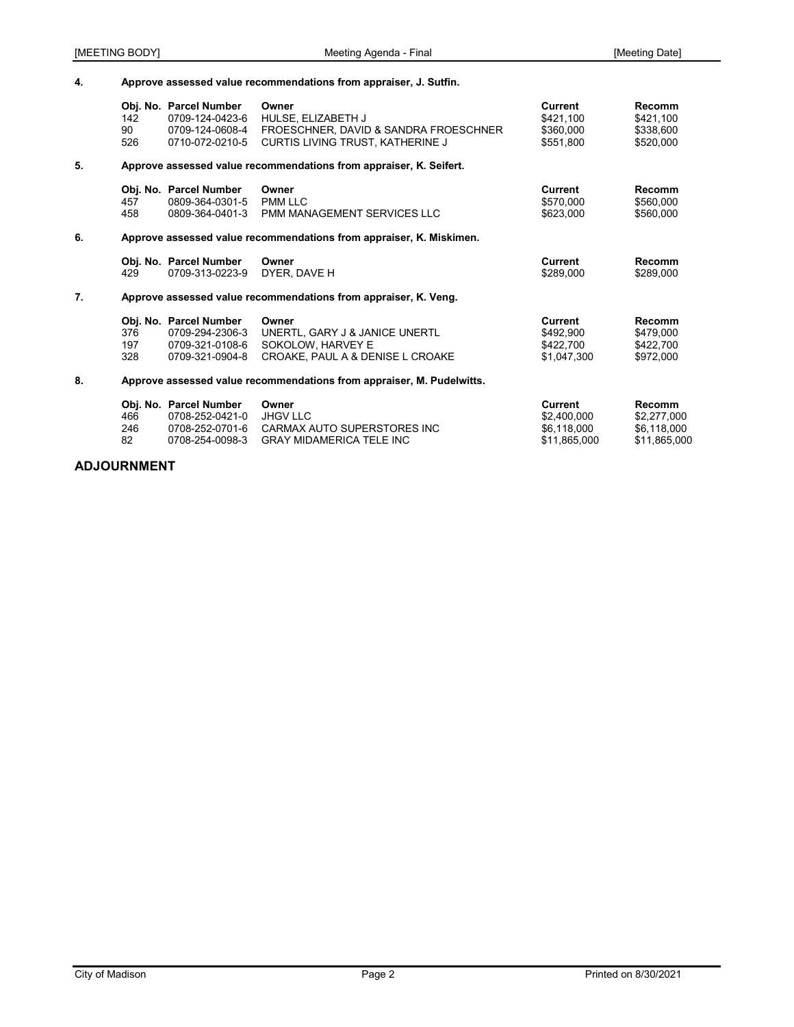**4. Approve assessed value recommendations from appraiser, J. Sutfin.**

| Obj. No. | Parcel Number | Owner | Current | Recomm |
|---|---|---|---|---|
| 142 | 0709-124-0423-6 | HULSE, ELIZABETH J | $421,100 | $421,100 |
| 90 | 0709-124-0608-4 | FROESCHNER, DAVID & SANDRA FROESCHNER | $360,000 | $338,600 |
| 526 | 0710-072-0210-5 | CURTIS LIVING TRUST, KATHERINE J | $551,800 | $520,000 |

**5. Approve assessed value recommendations from appraiser, K. Seifert.**

| Obj. No. | Parcel Number | Owner | Current | Recomm |
|---|---|---|---|---|
| 457 | 0809-364-0301-5 | PMM LLC | $570,000 | $560,000 |
| 458 | 0809-364-0401-3 | PMM MANAGEMENT SERVICES LLC | $623,000 | $560,000 |

**6. Approve assessed value recommendations from appraiser, K. Miskimen.**

| Obj. No. | Parcel Number | Owner | Current | Recomm |
|---|---|---|---|---|
| 429 | 0709-313-0223-9 | DYER, DAVE H | $289,000 | $289,000 |

**7. Approve assessed value recommendations from appraiser, K. Veng.**

| Obj. No. | Parcel Number | Owner | Current | Recomm |
|---|---|---|---|---|
| 376 | 0709-294-2306-3 | UNERTL, GARY J & JANICE UNERTL | $492,900 | $479,000 |
| 197 | 0709-321-0108-6 | SOKOLOW, HARVEY E | $422,700 | $422,700 |
| 328 | 0709-321-0904-8 | CROAKE, PAUL A & DENISE L CROAKE | $1,047,300 | $972,000 |

**8. Approve assessed value recommendations from appraiser, M. Pudelwitts.**

| Obj. No. | Parcel Number | Owner | Current | Recomm |
|---|---|---|---|---|
| 466 | 0708-252-0421-0 | JHGV LLC | $2,400,000 | $2,277,000 |
| 246 | 0708-252-0701-6 | CARMAX AUTO SUPERSTORES INC | $6,118,000 | $6,118,000 |
| 82 | 0708-254-0098-3 | GRAY MIDAMERICA TELE INC | $11,865,000 | $11,865,000 |

## ADJOURNMENT